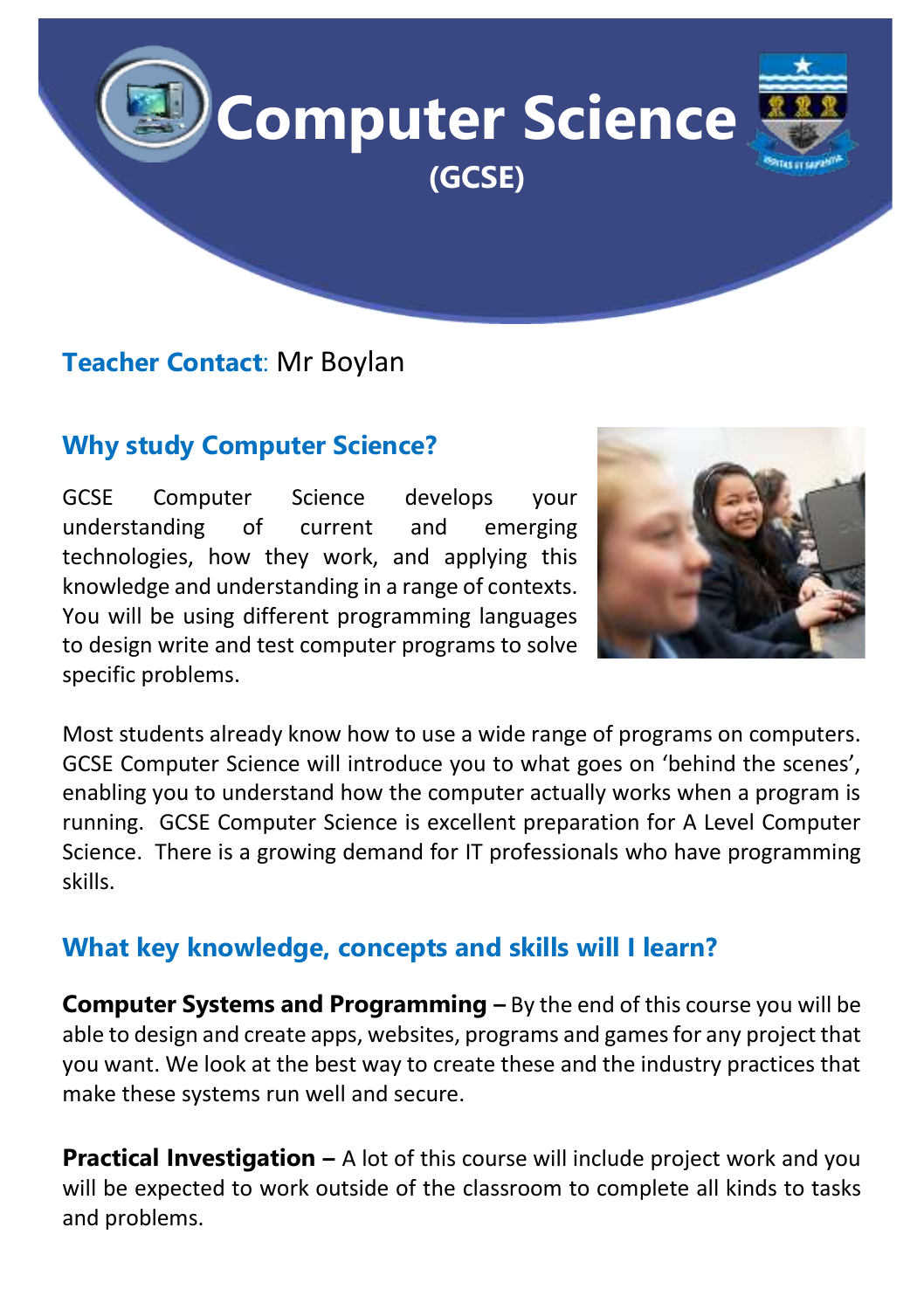# Computer Science

## (GCSE)

**Teacher Contact**: Mr Boylan

## Why study Computer Science?

GCSE Computer Science develops your understanding of current and emerging technologies, how they work, and applying this knowledge and understanding in a range of contexts. You will be using different programming languages to design write and test computer programs to solve specific problems.

Most students already know how to use a wide range of programs on computers. GCSE Computer Science will introduce you to what goes on 'behind the scenes', enabling you to understand how the computer actually works when a program is running. GCSE Computer Science is excellent preparation for A Level Computer Science. There is a growing demand for IT professionals who have programming skills.

## What key knowledge, concepts and skills will I learn?

**Computer Systems and Programming –** By the end of this course you will be able to design and create apps, websites, programs and games for any project that you want. We look at the best way to create these and the industry practices that make these systems run well and secure.

**Practical Investigation –** A lot of this course will include project work and you will be expected to work outside of the classroom to complete all kinds to tasks and problems.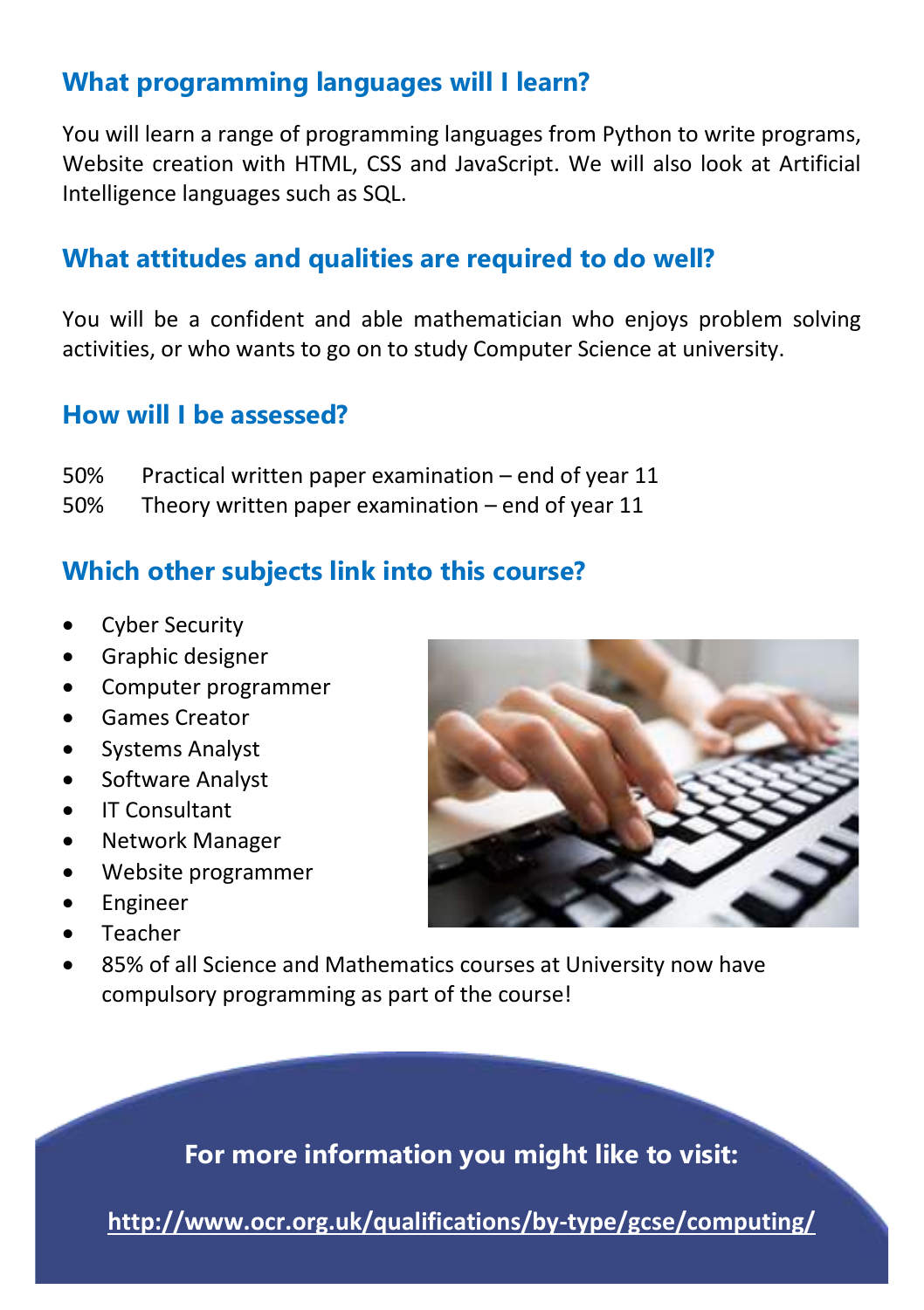## What programming languages will I learn?

You will learn a range of programming languages from Python to write programs, Website creation with HTML, CSS and JavaScript. We will also look at Artificial Intelligence languages such as SQL.

## What attitudes and qualities are required to do well?

You will be a confident and able mathematician who enjoys problem solving activities, or who wants to go on to study Computer Science at university.

## How will I be assessed?

50% Practical written paper examination – end of year 11

50% Theory written paper examination – end of year 11

## Which other subjects link into this course?

- Cyber Security
- Graphic designer
- Computer programmer
- Games Creator
- Systems Analyst
- Software Analyst
- IT Consultant
- Network Manager
- Website programmer
- Engineer
- Teacher
- 85% of all Science and Mathematics courses at University now have compulsory programming as part of the course!

**For more information you might like to visit:**

**http://www.ocr.org.uk/qualifications/by-type/gcse/computing/**